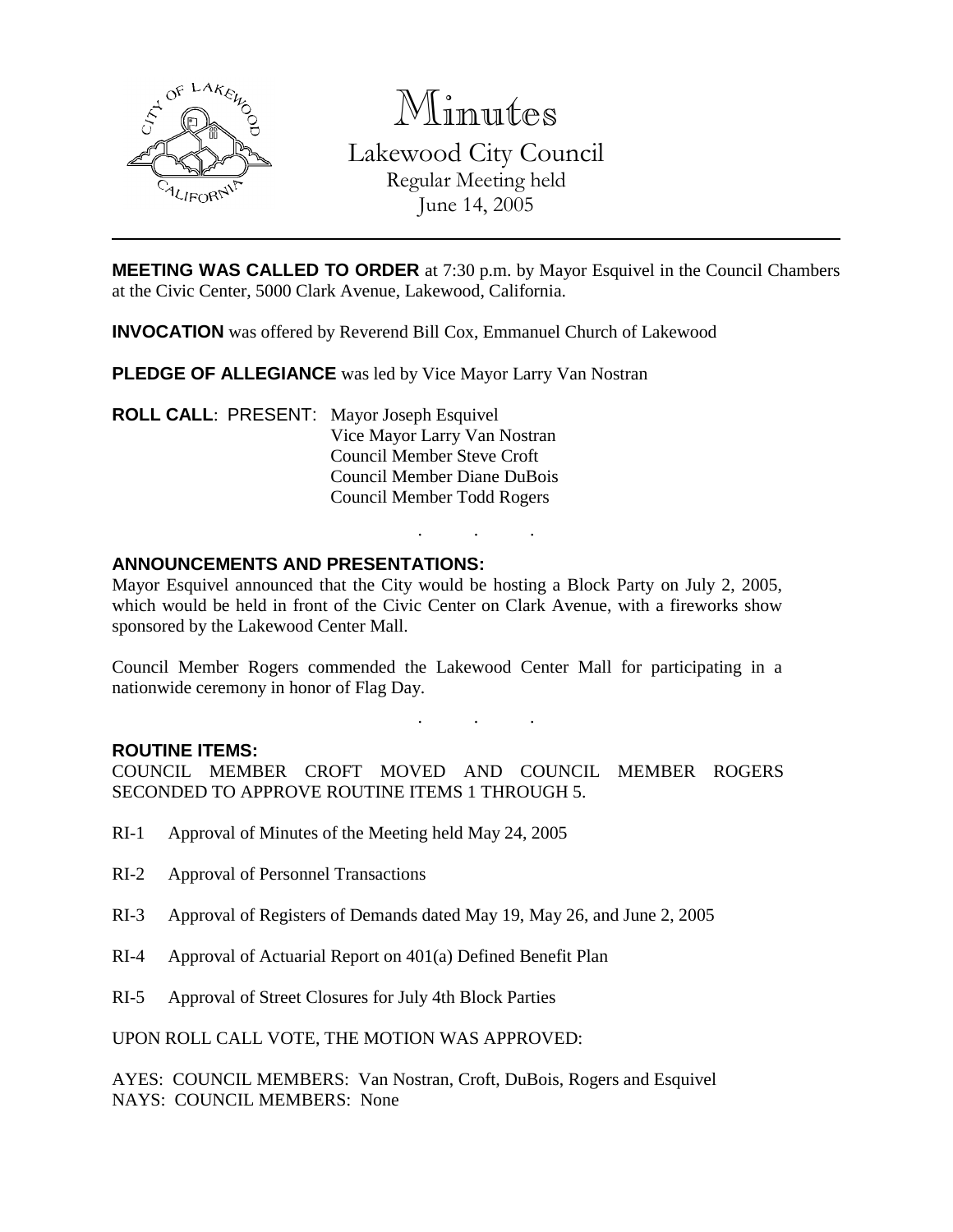# Minutes

## Lakewood City Council

Regular Meeting held
June 14, 2005

**MEETING WAS CALLED TO ORDER** at 7:30 p.m. by Mayor Esquivel in the Council Chambers at the Civic Center, 5000 Clark Avenue, Lakewood, California.

**INVOCATION** was offered by Reverend Bill Cox, Emmanuel Church of Lakewood

**PLEDGE OF ALLEGIANCE** was led by Vice Mayor Larry Van Nostran

**ROLL CALL**: PRESENT: Mayor Joseph Esquivel
Vice Mayor Larry Van Nostran
Council Member Steve Croft
Council Member Diane DuBois
Council Member Todd Rogers

. . .

**ANNOUNCEMENTS AND PRESENTATIONS:**

Mayor Esquivel announced that the City would be hosting a Block Party on July 2, 2005, which would be held in front of the Civic Center on Clark Avenue, with a fireworks show sponsored by the Lakewood Center Mall.

Council Member Rogers commended the Lakewood Center Mall for participating in a nationwide ceremony in honor of Flag Day.

. . .

**ROUTINE ITEMS:**

COUNCIL MEMBER CROFT MOVED AND COUNCIL MEMBER ROGERS SECONDED TO APPROVE ROUTINE ITEMS 1 THROUGH 5.

RI-1 Approval of Minutes of the Meeting held May 24, 2005

RI-2 Approval of Personnel Transactions

RI-3 Approval of Registers of Demands dated May 19, May 26, and June 2, 2005

RI-4 Approval of Actuarial Report on 401(a) Defined Benefit Plan

RI-5 Approval of Street Closures for July 4th Block Parties

UPON ROLL CALL VOTE, THE MOTION WAS APPROVED:

AYES: COUNCIL MEMBERS: Van Nostran, Croft, DuBois, Rogers and Esquivel
NAYS: COUNCIL MEMBERS: None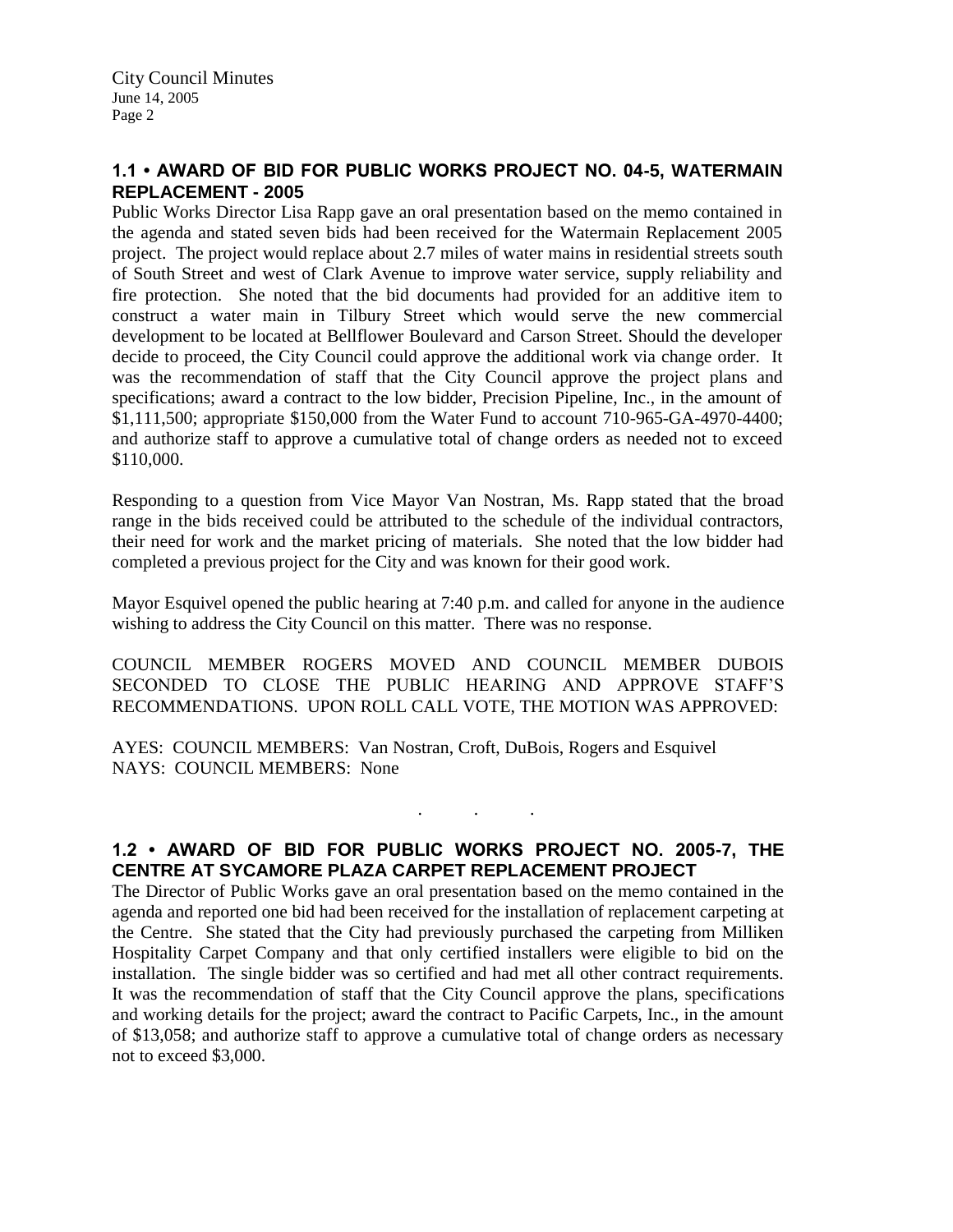## 1.1 • AWARD OF BID FOR PUBLIC WORKS PROJECT NO. 04-5, WATERMAIN REPLACEMENT - 2005

Public Works Director Lisa Rapp gave an oral presentation based on the memo contained in the agenda and stated seven bids had been received for the Watermain Replacement 2005 project. The project would replace about 2.7 miles of water mains in residential streets south of South Street and west of Clark Avenue to improve water service, supply reliability and fire protection. She noted that the bid documents had provided for an additive item to construct a water main in Tilbury Street which would serve the new commercial development to be located at Bellflower Boulevard and Carson Street. Should the developer decide to proceed, the City Council could approve the additional work via change order. It was the recommendation of staff that the City Council approve the project plans and specifications; award a contract to the low bidder, Precision Pipeline, Inc., in the amount of $1,111,500; appropriate $150,000 from the Water Fund to account 710-965-GA-4970-4400; and authorize staff to approve a cumulative total of change orders as needed not to exceed $110,000.

Responding to a question from Vice Mayor Van Nostran, Ms. Rapp stated that the broad range in the bids received could be attributed to the schedule of the individual contractors, their need for work and the market pricing of materials. She noted that the low bidder had completed a previous project for the City and was known for their good work.

Mayor Esquivel opened the public hearing at 7:40 p.m. and called for anyone in the audience wishing to address the City Council on this matter. There was no response.

COUNCIL MEMBER ROGERS MOVED AND COUNCIL MEMBER DUBOIS SECONDED TO CLOSE THE PUBLIC HEARING AND APPROVE STAFF'S RECOMMENDATIONS. UPON ROLL CALL VOTE, THE MOTION WAS APPROVED:

AYES: COUNCIL MEMBERS: Van Nostran, Croft, DuBois, Rogers and Esquivel
NAYS: COUNCIL MEMBERS: None

. . .

## 1.2 • AWARD OF BID FOR PUBLIC WORKS PROJECT NO. 2005-7, THE CENTRE AT SYCAMORE PLAZA CARPET REPLACEMENT PROJECT

The Director of Public Works gave an oral presentation based on the memo contained in the agenda and reported one bid had been received for the installation of replacement carpeting at the Centre. She stated that the City had previously purchased the carpeting from Milliken Hospitality Carpet Company and that only certified installers were eligible to bid on the installation. The single bidder was so certified and had met all other contract requirements. It was the recommendation of staff that the City Council approve the plans, specifications and working details for the project; award the contract to Pacific Carpets, Inc., in the amount of $13,058; and authorize staff to approve a cumulative total of change orders as necessary not to exceed $3,000.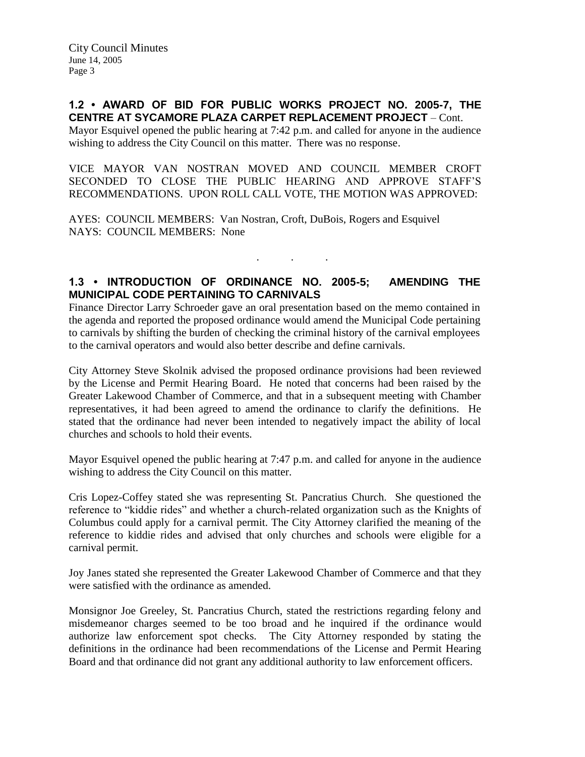**1.2 • AWARD OF BID FOR PUBLIC WORKS PROJECT NO. 2005-7, THE CENTRE AT SYCAMORE PLAZA CARPET REPLACEMENT PROJECT** – Cont.

Mayor Esquivel opened the public hearing at 7:42 p.m. and called for anyone in the audience wishing to address the City Council on this matter. There was no response.

VICE MAYOR VAN NOSTRAN MOVED AND COUNCIL MEMBER CROFT SECONDED TO CLOSE THE PUBLIC HEARING AND APPROVE STAFF'S RECOMMENDATIONS. UPON ROLL CALL VOTE, THE MOTION WAS APPROVED:

AYES: COUNCIL MEMBERS: Van Nostran, Croft, DuBois, Rogers and Esquivel
NAYS: COUNCIL MEMBERS: None

. . .

**1.3 • INTRODUCTION OF ORDINANCE NO. 2005-5; AMENDING THE MUNICIPAL CODE PERTAINING TO CARNIVALS**

Finance Director Larry Schroeder gave an oral presentation based on the memo contained in the agenda and reported the proposed ordinance would amend the Municipal Code pertaining to carnivals by shifting the burden of checking the criminal history of the carnival employees to the carnival operators and would also better describe and define carnivals.

City Attorney Steve Skolnik advised the proposed ordinance provisions had been reviewed by the License and Permit Hearing Board. He noted that concerns had been raised by the Greater Lakewood Chamber of Commerce, and that in a subsequent meeting with Chamber representatives, it had been agreed to amend the ordinance to clarify the definitions. He stated that the ordinance had never been intended to negatively impact the ability of local churches and schools to hold their events.

Mayor Esquivel opened the public hearing at 7:47 p.m. and called for anyone in the audience wishing to address the City Council on this matter.

Cris Lopez-Coffey stated she was representing St. Pancratius Church. She questioned the reference to "kiddie rides" and whether a church-related organization such as the Knights of Columbus could apply for a carnival permit. The City Attorney clarified the meaning of the reference to kiddie rides and advised that only churches and schools were eligible for a carnival permit.

Joy Janes stated she represented the Greater Lakewood Chamber of Commerce and that they were satisfied with the ordinance as amended.

Monsignor Joe Greeley, St. Pancratius Church, stated the restrictions regarding felony and misdemeanor charges seemed to be too broad and he inquired if the ordinance would authorize law enforcement spot checks. The City Attorney responded by stating the definitions in the ordinance had been recommendations of the License and Permit Hearing Board and that ordinance did not grant any additional authority to law enforcement officers.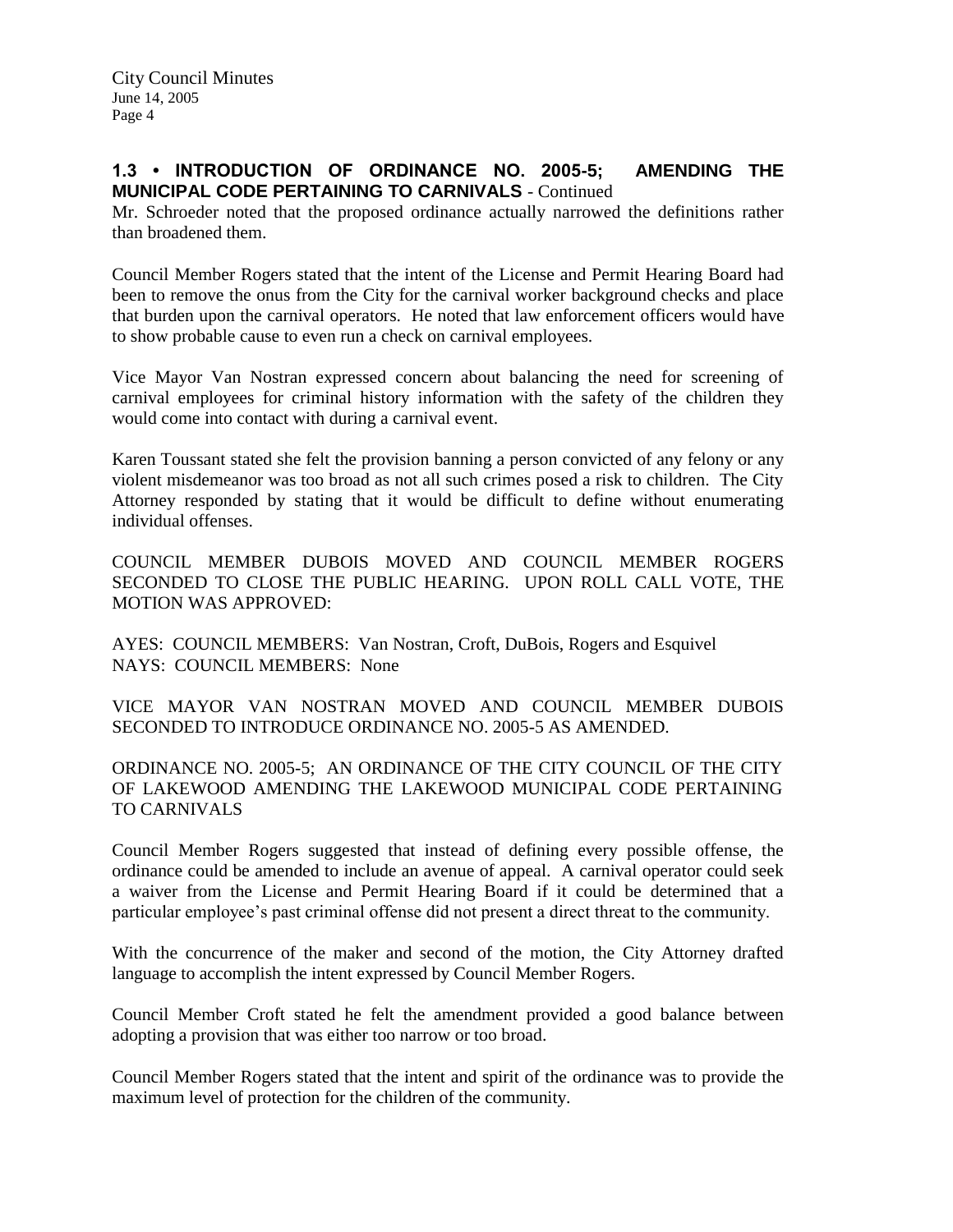**1.3 • INTRODUCTION OF ORDINANCE NO. 2005-5; AMENDING THE MUNICIPAL CODE PERTAINING TO CARNIVALS** - Continued

Mr. Schroeder noted that the proposed ordinance actually narrowed the definitions rather than broadened them.

Council Member Rogers stated that the intent of the License and Permit Hearing Board had been to remove the onus from the City for the carnival worker background checks and place that burden upon the carnival operators. He noted that law enforcement officers would have to show probable cause to even run a check on carnival employees.

Vice Mayor Van Nostran expressed concern about balancing the need for screening of carnival employees for criminal history information with the safety of the children they would come into contact with during a carnival event.

Karen Toussant stated she felt the provision banning a person convicted of any felony or any violent misdemeanor was too broad as not all such crimes posed a risk to children. The City Attorney responded by stating that it would be difficult to define without enumerating individual offenses.

COUNCIL MEMBER DUBOIS MOVED AND COUNCIL MEMBER ROGERS SECONDED TO CLOSE THE PUBLIC HEARING. UPON ROLL CALL VOTE, THE MOTION WAS APPROVED:

AYES: COUNCIL MEMBERS: Van Nostran, Croft, DuBois, Rogers and Esquivel
NAYS: COUNCIL MEMBERS: None

VICE MAYOR VAN NOSTRAN MOVED AND COUNCIL MEMBER DUBOIS SECONDED TO INTRODUCE ORDINANCE NO. 2005-5 AS AMENDED.

ORDINANCE NO. 2005-5; AN ORDINANCE OF THE CITY COUNCIL OF THE CITY OF LAKEWOOD AMENDING THE LAKEWOOD MUNICIPAL CODE PERTAINING TO CARNIVALS

Council Member Rogers suggested that instead of defining every possible offense, the ordinance could be amended to include an avenue of appeal. A carnival operator could seek a waiver from the License and Permit Hearing Board if it could be determined that a particular employee's past criminal offense did not present a direct threat to the community.

With the concurrence of the maker and second of the motion, the City Attorney drafted language to accomplish the intent expressed by Council Member Rogers.

Council Member Croft stated he felt the amendment provided a good balance between adopting a provision that was either too narrow or too broad.

Council Member Rogers stated that the intent and spirit of the ordinance was to provide the maximum level of protection for the children of the community.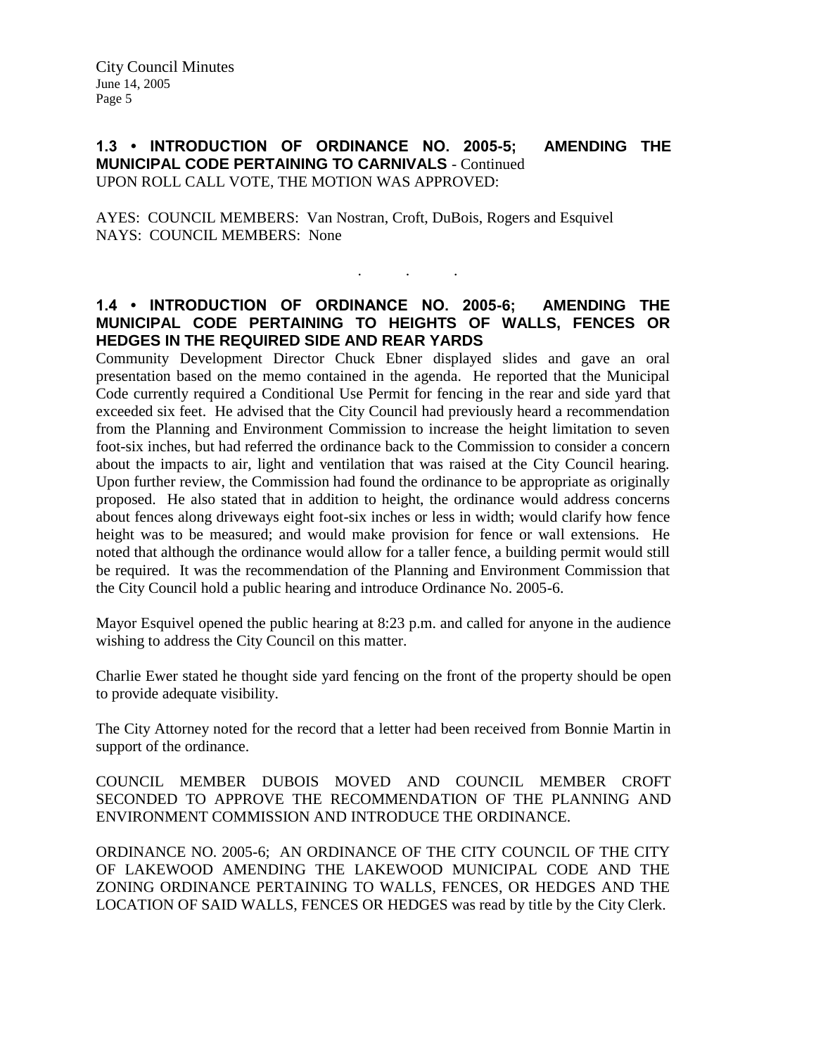**1.3 • INTRODUCTION OF ORDINANCE NO. 2005-5; AMENDING THE MUNICIPAL CODE PERTAINING TO CARNIVALS** - Continued

UPON ROLL CALL VOTE, THE MOTION WAS APPROVED:

AYES: COUNCIL MEMBERS: Van Nostran, Croft, DuBois, Rogers and Esquivel
NAYS: COUNCIL MEMBERS: None

. . .

**1.4 • INTRODUCTION OF ORDINANCE NO. 2005-6; AMENDING THE MUNICIPAL CODE PERTAINING TO HEIGHTS OF WALLS, FENCES OR HEDGES IN THE REQUIRED SIDE AND REAR YARDS**

Community Development Director Chuck Ebner displayed slides and gave an oral presentation based on the memo contained in the agenda. He reported that the Municipal Code currently required a Conditional Use Permit for fencing in the rear and side yard that exceeded six feet. He advised that the City Council had previously heard a recommendation from the Planning and Environment Commission to increase the height limitation to seven foot-six inches, but had referred the ordinance back to the Commission to consider a concern about the impacts to air, light and ventilation that was raised at the City Council hearing. Upon further review, the Commission had found the ordinance to be appropriate as originally proposed. He also stated that in addition to height, the ordinance would address concerns about fences along driveways eight foot-six inches or less in width; would clarify how fence height was to be measured; and would make provision for fence or wall extensions. He noted that although the ordinance would allow for a taller fence, a building permit would still be required. It was the recommendation of the Planning and Environment Commission that the City Council hold a public hearing and introduce Ordinance No. 2005-6.

Mayor Esquivel opened the public hearing at 8:23 p.m. and called for anyone in the audience wishing to address the City Council on this matter.

Charlie Ewer stated he thought side yard fencing on the front of the property should be open to provide adequate visibility.

The City Attorney noted for the record that a letter had been received from Bonnie Martin in support of the ordinance.

COUNCIL MEMBER DUBOIS MOVED AND COUNCIL MEMBER CROFT SECONDED TO APPROVE THE RECOMMENDATION OF THE PLANNING AND ENVIRONMENT COMMISSION AND INTRODUCE THE ORDINANCE.

ORDINANCE NO. 2005-6; AN ORDINANCE OF THE CITY COUNCIL OF THE CITY OF LAKEWOOD AMENDING THE LAKEWOOD MUNICIPAL CODE AND THE ZONING ORDINANCE PERTAINING TO WALLS, FENCES, OR HEDGES AND THE LOCATION OF SAID WALLS, FENCES OR HEDGES was read by title by the City Clerk.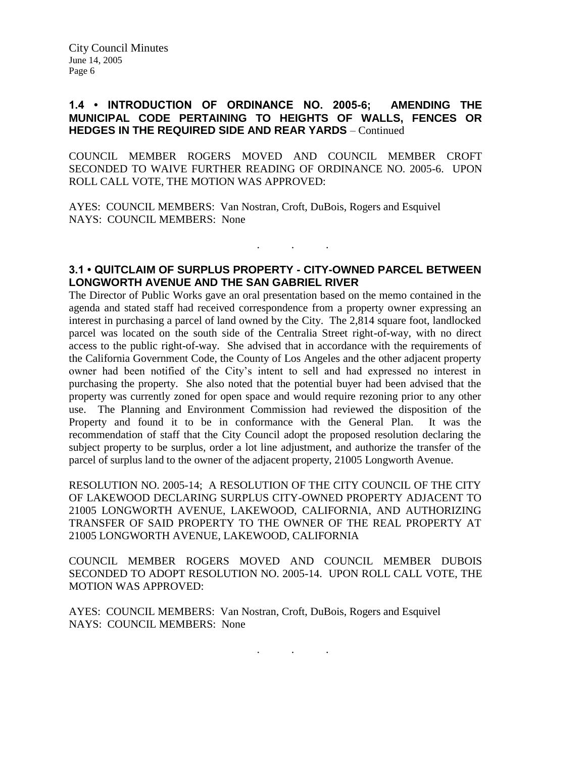**1.4 • INTRODUCTION OF ORDINANCE NO. 2005-6; AMENDING THE MUNICIPAL CODE PERTAINING TO HEIGHTS OF WALLS, FENCES OR HEDGES IN THE REQUIRED SIDE AND REAR YARDS** – Continued

COUNCIL MEMBER ROGERS MOVED AND COUNCIL MEMBER CROFT SECONDED TO WAIVE FURTHER READING OF ORDINANCE NO. 2005-6. UPON ROLL CALL VOTE, THE MOTION WAS APPROVED:

AYES: COUNCIL MEMBERS: Van Nostran, Croft, DuBois, Rogers and Esquivel
NAYS: COUNCIL MEMBERS: None

. . .

**3.1 • QUITCLAIM OF SURPLUS PROPERTY - CITY-OWNED PARCEL BETWEEN LONGWORTH AVENUE AND THE SAN GABRIEL RIVER**

The Director of Public Works gave an oral presentation based on the memo contained in the agenda and stated staff had received correspondence from a property owner expressing an interest in purchasing a parcel of land owned by the City. The 2,814 square foot, landlocked parcel was located on the south side of the Centralia Street right-of-way, with no direct access to the public right-of-way. She advised that in accordance with the requirements of the California Government Code, the County of Los Angeles and the other adjacent property owner had been notified of the City's intent to sell and had expressed no interest in purchasing the property. She also noted that the potential buyer had been advised that the property was currently zoned for open space and would require rezoning prior to any other use. The Planning and Environment Commission had reviewed the disposition of the Property and found it to be in conformance with the General Plan. It was the recommendation of staff that the City Council adopt the proposed resolution declaring the subject property to be surplus, order a lot line adjustment, and authorize the transfer of the parcel of surplus land to the owner of the adjacent property, 21005 Longworth Avenue.

RESOLUTION NO. 2005-14; A RESOLUTION OF THE CITY COUNCIL OF THE CITY OF LAKEWOOD DECLARING SURPLUS CITY-OWNED PROPERTY ADJACENT TO 21005 LONGWORTH AVENUE, LAKEWOOD, CALIFORNIA, AND AUTHORIZING TRANSFER OF SAID PROPERTY TO THE OWNER OF THE REAL PROPERTY AT 21005 LONGWORTH AVENUE, LAKEWOOD, CALIFORNIA

COUNCIL MEMBER ROGERS MOVED AND COUNCIL MEMBER DUBOIS SECONDED TO ADOPT RESOLUTION NO. 2005-14. UPON ROLL CALL VOTE, THE MOTION WAS APPROVED:

AYES: COUNCIL MEMBERS: Van Nostran, Croft, DuBois, Rogers and Esquivel
NAYS: COUNCIL MEMBERS: None

. . .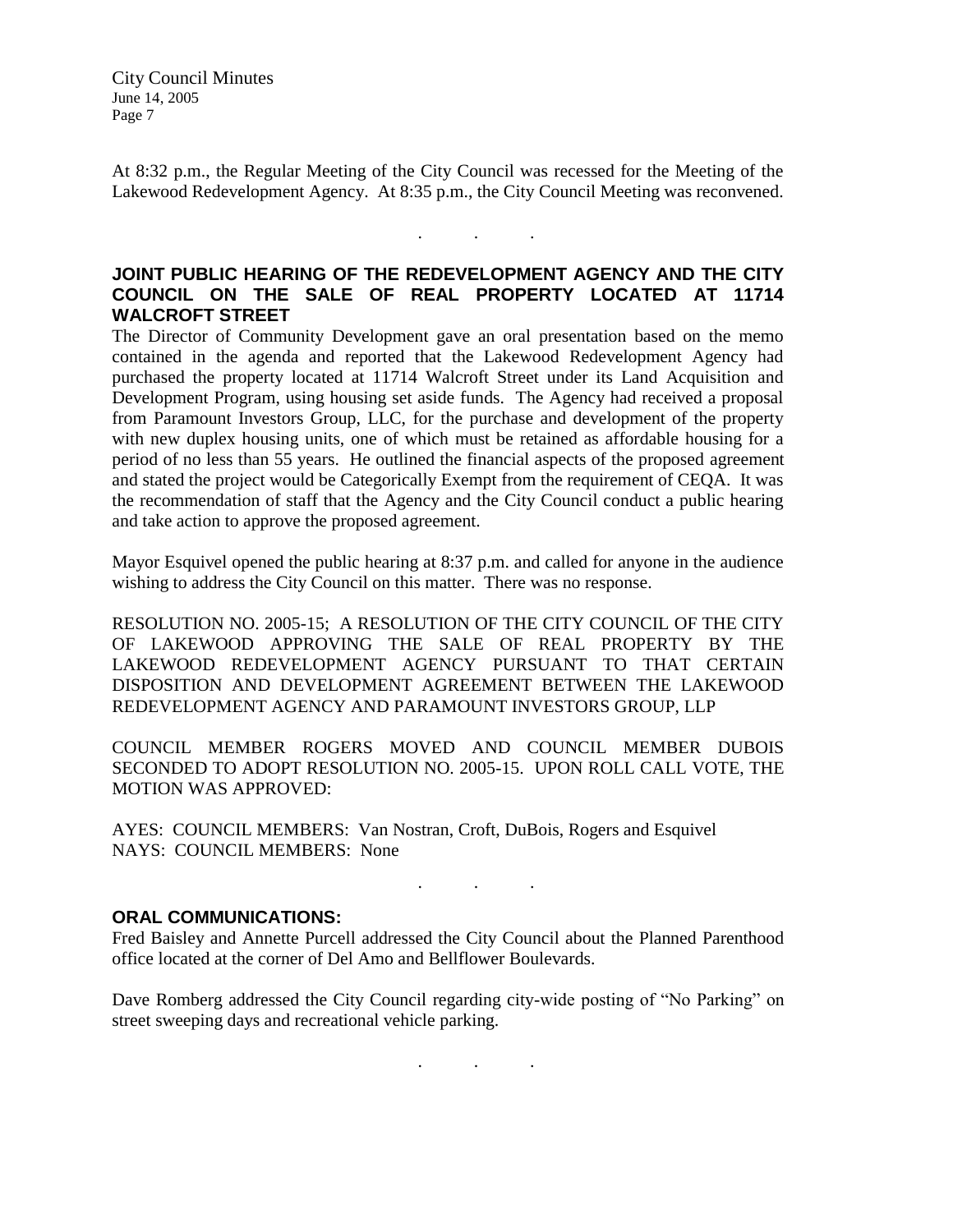At 8:32 p.m., the Regular Meeting of the City Council was recessed for the Meeting of the Lakewood Redevelopment Agency. At 8:35 p.m., the City Council Meeting was reconvened.

. . .

**JOINT PUBLIC HEARING OF THE REDEVELOPMENT AGENCY AND THE CITY COUNCIL ON THE SALE OF REAL PROPERTY LOCATED AT 11714 WALCROFT STREET**

The Director of Community Development gave an oral presentation based on the memo contained in the agenda and reported that the Lakewood Redevelopment Agency had purchased the property located at 11714 Walcroft Street under its Land Acquisition and Development Program, using housing set aside funds. The Agency had received a proposal from Paramount Investors Group, LLC, for the purchase and development of the property with new duplex housing units, one of which must be retained as affordable housing for a period of no less than 55 years. He outlined the financial aspects of the proposed agreement and stated the project would be Categorically Exempt from the requirement of CEQA. It was the recommendation of staff that the Agency and the City Council conduct a public hearing and take action to approve the proposed agreement.

Mayor Esquivel opened the public hearing at 8:37 p.m. and called for anyone in the audience wishing to address the City Council on this matter. There was no response.

RESOLUTION NO. 2005-15; A RESOLUTION OF THE CITY COUNCIL OF THE CITY OF LAKEWOOD APPROVING THE SALE OF REAL PROPERTY BY THE LAKEWOOD REDEVELOPMENT AGENCY PURSUANT TO THAT CERTAIN DISPOSITION AND DEVELOPMENT AGREEMENT BETWEEN THE LAKEWOOD REDEVELOPMENT AGENCY AND PARAMOUNT INVESTORS GROUP, LLP

COUNCIL MEMBER ROGERS MOVED AND COUNCIL MEMBER DUBOIS SECONDED TO ADOPT RESOLUTION NO. 2005-15. UPON ROLL CALL VOTE, THE MOTION WAS APPROVED:

AYES: COUNCIL MEMBERS: Van Nostran, Croft, DuBois, Rogers and Esquivel
NAYS: COUNCIL MEMBERS: None

. . .

**ORAL COMMUNICATIONS:**

Fred Baisley and Annette Purcell addressed the City Council about the Planned Parenthood office located at the corner of Del Amo and Bellflower Boulevards.

Dave Romberg addressed the City Council regarding city-wide posting of "No Parking" on street sweeping days and recreational vehicle parking.

. . .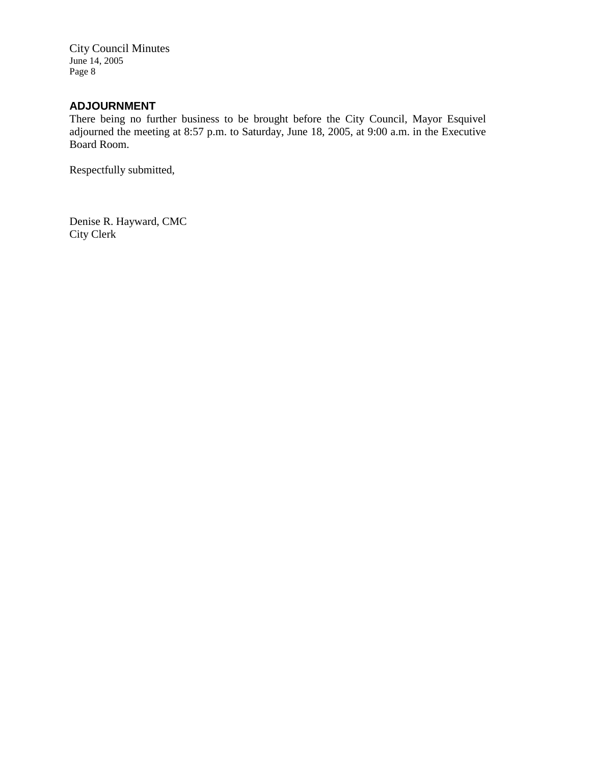## ADJOURNMENT

There being no further business to be brought before the City Council, Mayor Esquivel adjourned the meeting at 8:57 p.m. to Saturday, June 18, 2005, at 9:00 a.m. in the Executive Board Room.

Respectfully submitted,

Denise R. Hayward, CMC
City Clerk